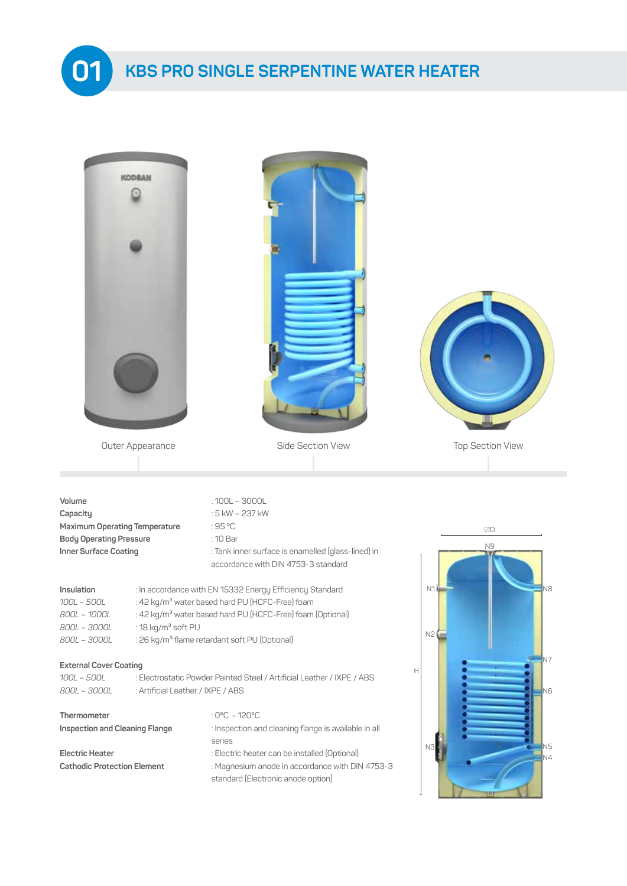# 01 KBS PRO SINGLE SERPENTINE WATER HEATER

Outer Appearance

Side Section View

Top Section View

| | |
|---|---|
| **Volume** | : 100L – 3000L |
| **Capacity** | : 5 kW – 237 kW |
| **Maximum Operating Temperature** | : 95 °C |
| **Body Operating Pressure** | : 10 Bar |
| **Inner Surface Coating** | : Tank inner surface is enamelled (glass-lined) in accordance with DIN 4753-3 standard |

| | |
|---|---|
| **Insulation** | : In accordance with EN 15332 Energy Efficiency Standard |
| *100L – 500L* | : 42 kg/m³ water based hard PU (HCFC-Free) foam |
| *800L – 1000L* | : 42 kg/m³ water based hard PU (HCFC-Free) foam (Optional) |
| *800L – 3000L* | : 18 kg/m³ soft PU |
| *800L – 3000L* | : 26 kg/m³ flame retardant soft PU (Optional) |

| | |
|---|---|
| **External Cover Coating** | |
| *100L – 500L* | : Electrostatic Powder Painted Steel / Artificial Leather / IXPE / ABS |
| *800L – 3000L* | : Artificial Leather / IXPE / ABS |

| | |
|---|---|
| **Thermometer** | : 0°C - 120°C |
| **Inspection and Cleaning Flange** | : Inspection and cleaning flange is available in all series |
| **Electric Heater** | : Electric heater can be installed (Optional) |
| **Cathodic Protection Element** | : Magnesium anode in accordance with DIN 4753-3 standard (Electronic anode option) |

ØD, H, N1, N2, N3, N4, N5, N6, N7, N8, N9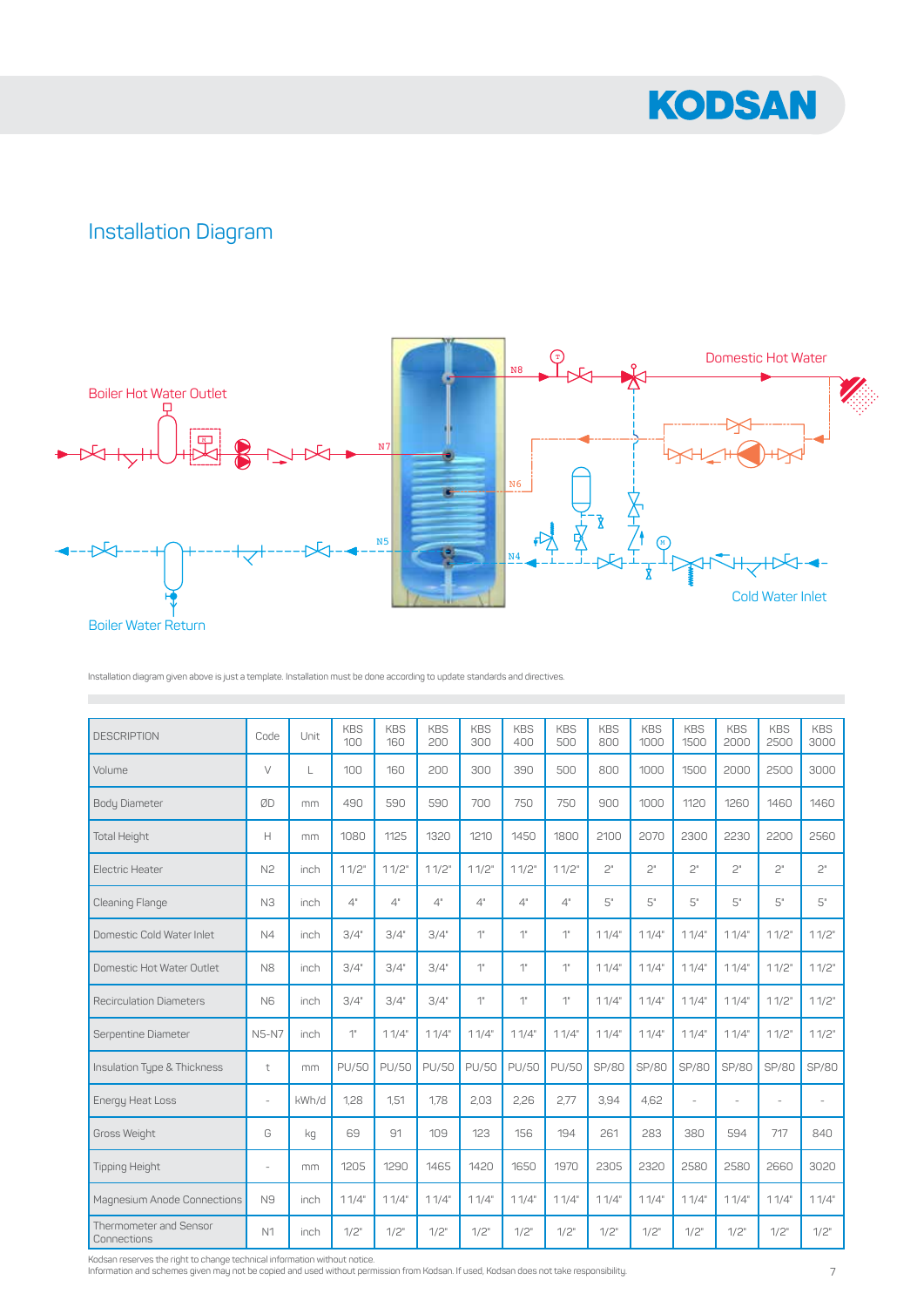## Installation Diagram

Domestic Hot Water

Boiler Hot Water Outlet

N8

N7

N6

N5

N4

Cold Water Inlet

Boiler Water Return

Installation diagram given above is just a template. Installation must be done according to update standards and directives.

| DESCRIPTION | Code | Unit | KBS 100 | KBS 160 | KBS 200 | KBS 300 | KBS 400 | KBS 500 | KBS 800 | KBS 1000 | KBS 1500 | KBS 2000 | KBS 2500 | KBS 3000 |
|---|---|---|---|---|---|---|---|---|---|---|---|---|---|---|
| Volume | V | L | 100 | 160 | 200 | 300 | 390 | 500 | 800 | 1000 | 1500 | 2000 | 2500 | 3000 |
| Body Diameter | ØD | mm | 490 | 590 | 590 | 700 | 750 | 750 | 900 | 1000 | 1120 | 1260 | 1460 | 1460 |
| Total Height | H | mm | 1080 | 1125 | 1320 | 1210 | 1450 | 1800 | 2100 | 2070 | 2300 | 2230 | 2200 | 2560 |
| Electric Heater | N2 | inch | 1 1/2" | 1 1/2" | 1 1/2" | 1 1/2" | 1 1/2" | 1 1/2" | 2" | 2" | 2" | 2" | 2" | 2" |
| Cleaning Flange | N3 | inch | 4" | 4" | 4" | 4" | 4" | 4" | 5" | 5" | 5" | 5" | 5" | 5" |
| Domestic Cold Water Inlet | N4 | inch | 3/4" | 3/4" | 3/4" | 1" | 1" | 1" | 1 1/4" | 1 1/4" | 1 1/4" | 1 1/4" | 1 1/2" | 1 1/2" |
| Domestic Hot Water Outlet | N8 | inch | 3/4" | 3/4" | 3/4" | 1" | 1" | 1" | 1 1/4" | 1 1/4" | 1 1/4" | 1 1/4" | 1 1/2" | 1 1/2" |
| Recirculation Diameters | N6 | inch | 3/4" | 3/4" | 3/4" | 1" | 1" | 1" | 1 1/4" | 1 1/4" | 1 1/4" | 1 1/4" | 1 1/2" | 1 1/2" |
| Serpentine Diameter | N5-N7 | inch | 1" | 1 1/4" | 1 1/4" | 1 1/4" | 1 1/4" | 1 1/4" | 1 1/4" | 1 1/4" | 1 1/4" | 1 1/4" | 1 1/2" | 1 1/2" |
| Insulation Type & Thickness | t | mm | PU/50 | PU/50 | PU/50 | PU/50 | PU/50 | PU/50 | SP/80 | SP/80 | SP/80 | SP/80 | SP/80 | SP/80 |
| Energy Heat Loss | - | kWh/d | 1,28 | 1,51 | 1,78 | 2,03 | 2,26 | 2,77 | 3,94 | 4,62 | - | - | - | - |
| Gross Weight | G | kg | 69 | 91 | 109 | 123 | 156 | 194 | 261 | 283 | 380 | 594 | 717 | 840 |
| Tipping Height | - | mm | 1205 | 1290 | 1465 | 1420 | 1650 | 1970 | 2305 | 2320 | 2580 | 2580 | 2660 | 3020 |
| Magnesium Anode Connections | N9 | inch | 1 1/4" | 1 1/4" | 1 1/4" | 1 1/4" | 1 1/4" | 1 1/4" | 1 1/4" | 1 1/4" | 1 1/4" | 1 1/4" | 1 1/4" | 1 1/4" |
| Thermometer and Sensor Connections | N1 | inch | 1/2" | 1/2" | 1/2" | 1/2" | 1/2" | 1/2" | 1/2" | 1/2" | 1/2" | 1/2" | 1/2" | 1/2" |

Kodsan reserves the right to change technical information without notice.
Information and schemes given may not be copied and used without permission from Kodsan. If used, Kodsan does not take responsibility.